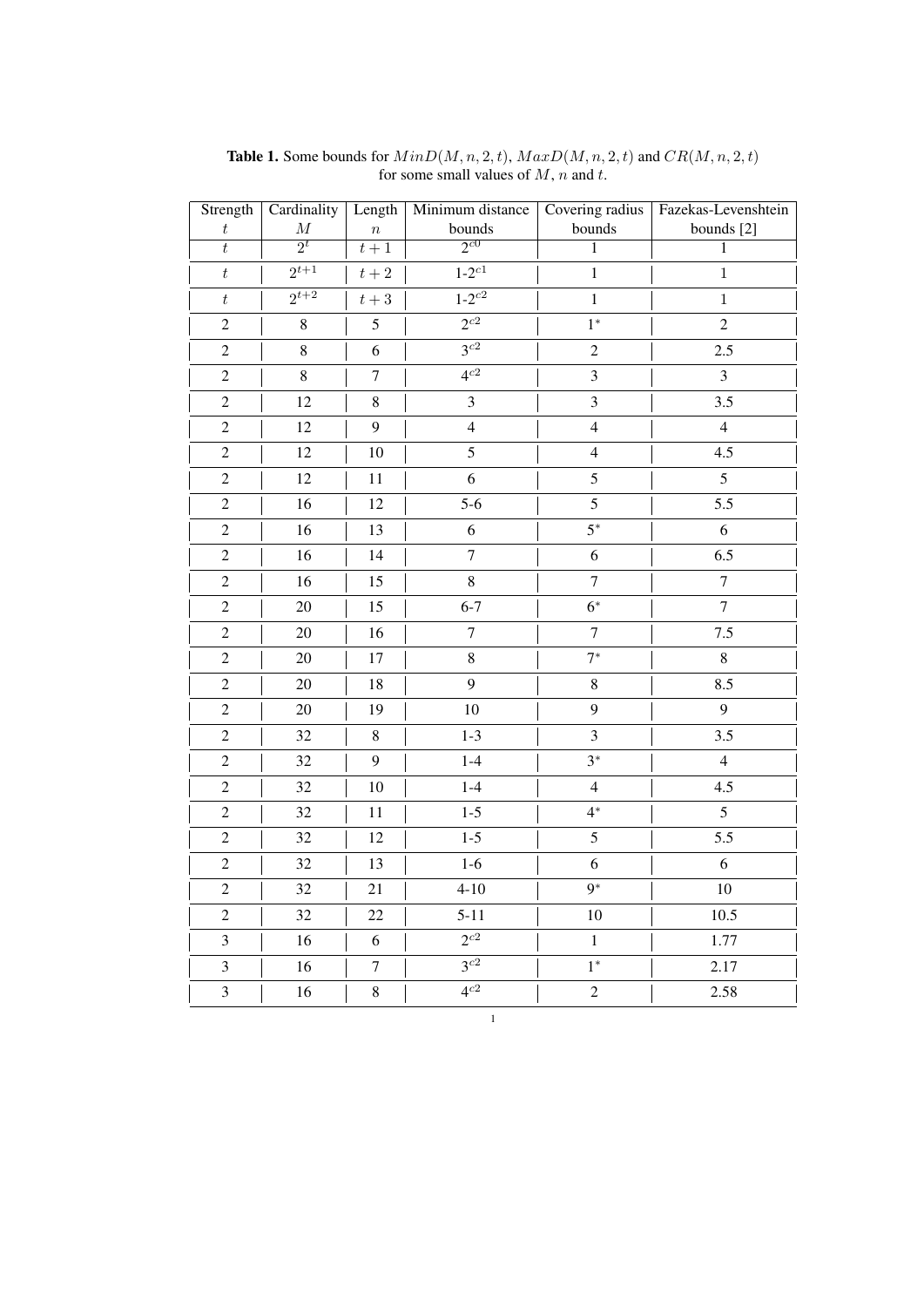**Table 1.** Some bounds for $MinD(M,n,2,t)$, $MaxD(M,n,2,t)$ and $CR(M,n,2,t)$ for some small values of $M$, $n$ and $t$.

| Strength $t$ | Cardinality $M$ | Length $n$ | Minimum distance bounds | Covering radius bounds | Fazekas-Levenshtein bounds [2] |
|---|---|---|---|---|---|
| $t$ | $2^t$ | $t+1$ | $2^{c0}$ | 1 | 1 |
| $t$ | $2^{t+1}$ | $t+2$ | 1-$2^{c1}$ | 1 | 1 |
| $t$ | $2^{t+2}$ | $t+3$ | 1-$2^{c2}$ | 1 | 1 |
| 2 | 8 | 5 | $2^{c2}$ | $1^*$ | 2 |
| 2 | 8 | 6 | $3^{c2}$ | 2 | 2.5 |
| 2 | 8 | 7 | $4^{c2}$ | 3 | 3 |
| 2 | 12 | 8 | 3 | 3 | 3.5 |
| 2 | 12 | 9 | 4 | 4 | 4 |
| 2 | 12 | 10 | 5 | 4 | 4.5 |
| 2 | 12 | 11 | 6 | 5 | 5 |
| 2 | 16 | 12 | 5-6 | 5 | 5.5 |
| 2 | 16 | 13 | 6 | $5^*$ | 6 |
| 2 | 16 | 14 | 7 | 6 | 6.5 |
| 2 | 16 | 15 | 8 | 7 | 7 |
| 2 | 20 | 15 | 6-7 | $6^*$ | 7 |
| 2 | 20 | 16 | 7 | 7 | 7.5 |
| 2 | 20 | 17 | 8 | $7^*$ | 8 |
| 2 | 20 | 18 | 9 | 8 | 8.5 |
| 2 | 20 | 19 | 10 | 9 | 9 |
| 2 | 32 | 8 | 1-3 | 3 | 3.5 |
| 2 | 32 | 9 | 1-4 | $3^*$ | 4 |
| 2 | 32 | 10 | 1-4 | 4 | 4.5 |
| 2 | 32 | 11 | 1-5 | $4^*$ | 5 |
| 2 | 32 | 12 | 1-5 | 5 | 5.5 |
| 2 | 32 | 13 | 1-6 | 6 | 6 |
| 2 | 32 | 21 | 4-10 | $9^*$ | 10 |
| 2 | 32 | 22 | 5-11 | 10 | 10.5 |
| 3 | 16 | 6 | $2^{c2}$ | 1 | 1.77 |
| 3 | 16 | 7 | $3^{c2}$ | $1^*$ | 2.17 |
| 3 | 16 | 8 | $4^{c2}$ | 2 | 2.58 |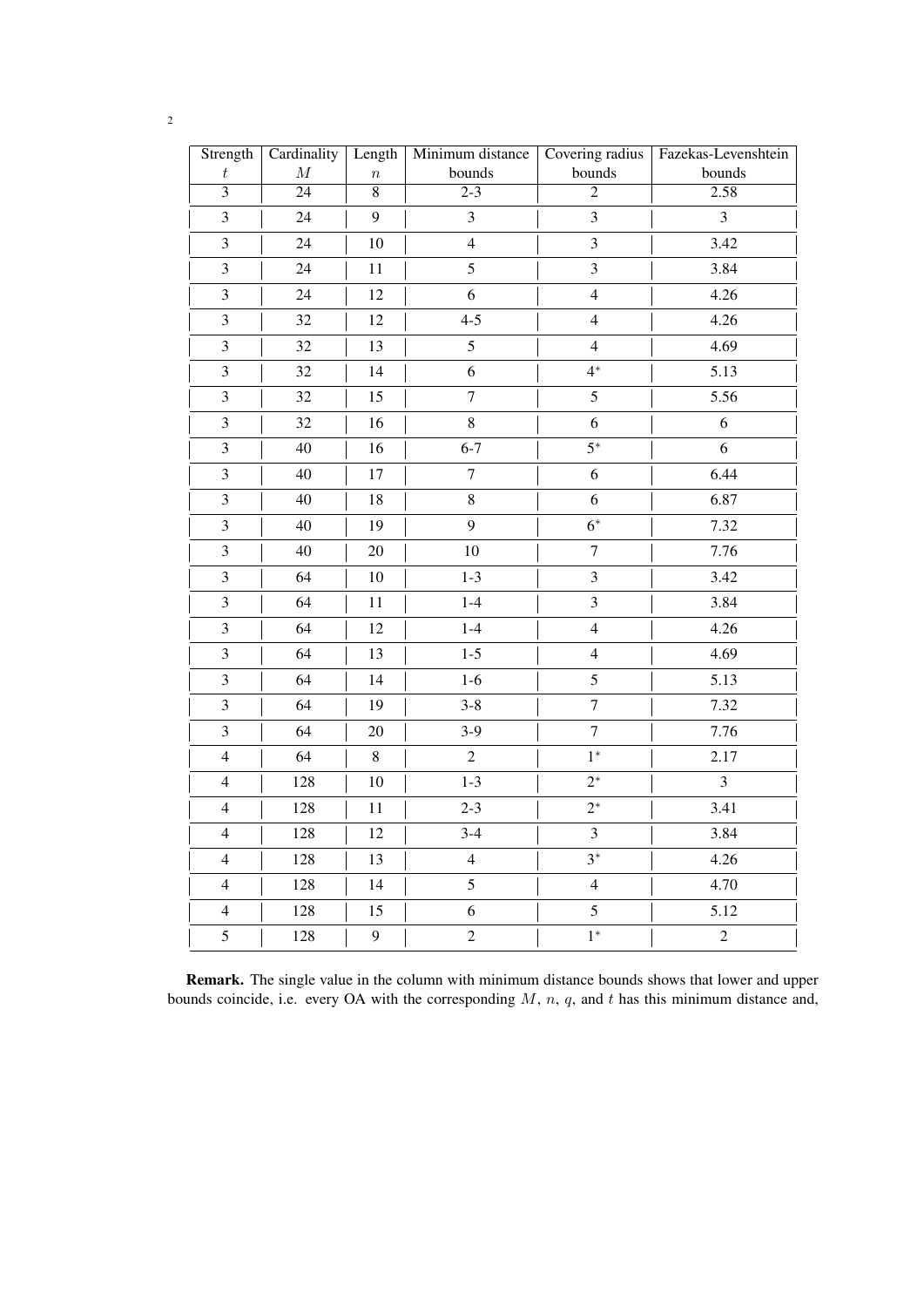| Strength $t$ | Cardinality $M$ | Length $n$ | Minimum distance bounds | Covering radius bounds | Fazekas-Levenshtein bounds |
|---|---|---|---|---|---|
| 3 | 24 | 8 | 2-3 | 2 | 2.58 |
| 3 | 24 | 9 | 3 | 3 | 3 |
| 3 | 24 | 10 | 4 | 3 | 3.42 |
| 3 | 24 | 11 | 5 | 3 | 3.84 |
| 3 | 24 | 12 | 6 | 4 | 4.26 |
| 3 | 32 | 12 | 4-5 | 4 | 4.26 |
| 3 | 32 | 13 | 5 | 4 | 4.69 |
| 3 | 32 | 14 | 6 | $4^*$ | 5.13 |
| 3 | 32 | 15 | 7 | 5 | 5.56 |
| 3 | 32 | 16 | 8 | 6 | 6 |
| 3 | 40 | 16 | 6-7 | $5^*$ | 6 |
| 3 | 40 | 17 | 7 | 6 | 6.44 |
| 3 | 40 | 18 | 8 | 6 | 6.87 |
| 3 | 40 | 19 | 9 | $6^*$ | 7.32 |
| 3 | 40 | 20 | 10 | 7 | 7.76 |
| 3 | 64 | 10 | 1-3 | 3 | 3.42 |
| 3 | 64 | 11 | 1-4 | 3 | 3.84 |
| 3 | 64 | 12 | 1-4 | 4 | 4.26 |
| 3 | 64 | 13 | 1-5 | 4 | 4.69 |
| 3 | 64 | 14 | 1-6 | 5 | 5.13 |
| 3 | 64 | 19 | 3-8 | 7 | 7.32 |
| 3 | 64 | 20 | 3-9 | 7 | 7.76 |
| 4 | 64 | 8 | 2 | $1^*$ | 2.17 |
| 4 | 128 | 10 | 1-3 | $2^*$ | 3 |
| 4 | 128 | 11 | 2-3 | $2^*$ | 3.41 |
| 4 | 128 | 12 | 3-4 | 3 | 3.84 |
| 4 | 128 | 13 | 4 | $3^*$ | 4.26 |
| 4 | 128 | 14 | 5 | 4 | 4.70 |
| 4 | 128 | 15 | 6 | 5 | 5.12 |
| 5 | 128 | 9 | 2 | $1^*$ | 2 |

**Remark.** The single value in the column with minimum distance bounds shows that lower and upper bounds coincide, i.e. every OA with the corresponding $M$, $n$, $q$, and $t$ has this minimum distance and,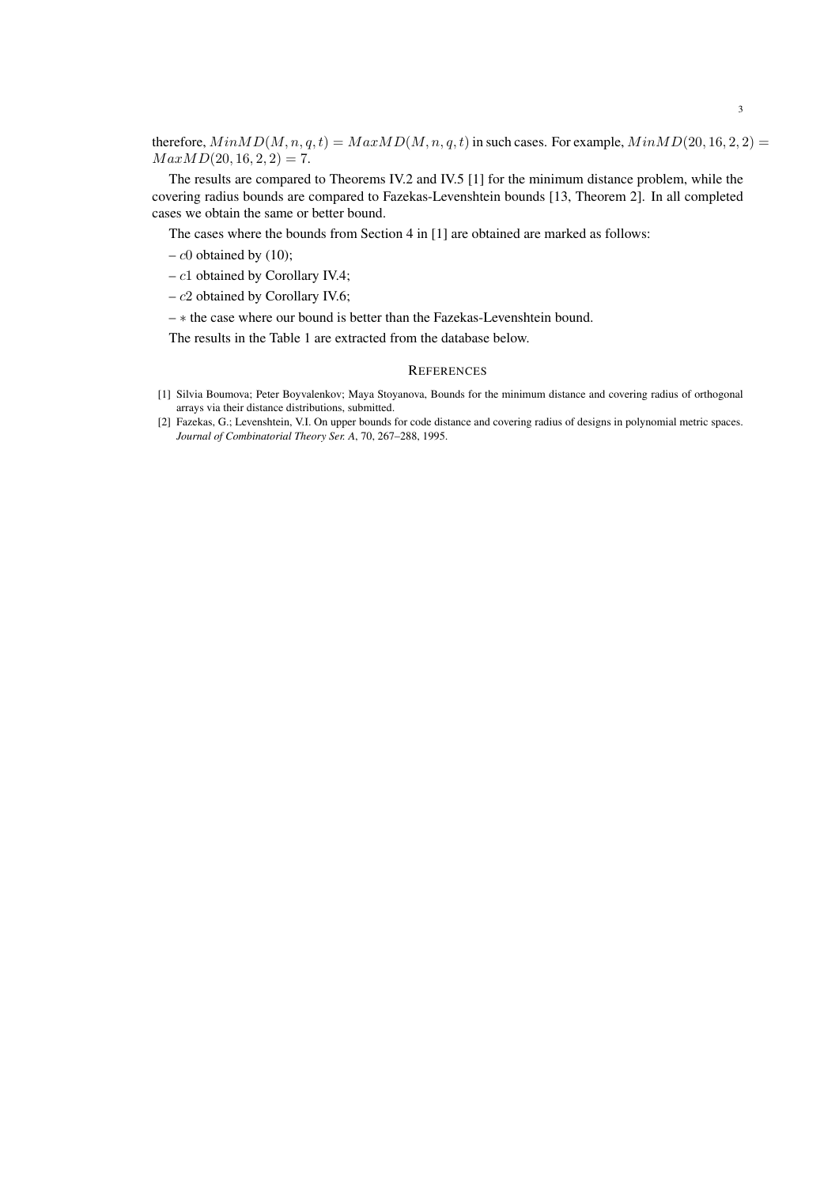therefore, $MinMD(M,n,q,t) = MaxMD(M,n,q,t)$ in such cases. For example, $MinMD(20,16,2,2) = MaxMD(20,16,2,2) = 7$.

The results are compared to Theorems IV.2 and IV.5 [1] for the minimum distance problem, while the covering radius bounds are compared to Fazekas-Levenshtein bounds [13, Theorem 2]. In all completed cases we obtain the same or better bound.

The cases where the bounds from Section 4 in [1] are obtained are marked as follows:

– $c0$ obtained by (10);

– $c1$ obtained by Corollary IV.4;

– $c2$ obtained by Corollary IV.6;

– $*$ the case where our bound is better than the Fazekas-Levenshtein bound.

The results in the Table 1 are extracted from the database below.

## References

[1] Silvia Boumova; Peter Boyvalenkov; Maya Stoyanova, Bounds for the minimum distance and covering radius of orthogonal arrays via their distance distributions, submitted.

[2] Fazekas, G.; Levenshtein, V.I. On upper bounds for code distance and covering radius of designs in polynomial metric spaces. *Journal of Combinatorial Theory Ser. A*, 70, 267–288, 1995.